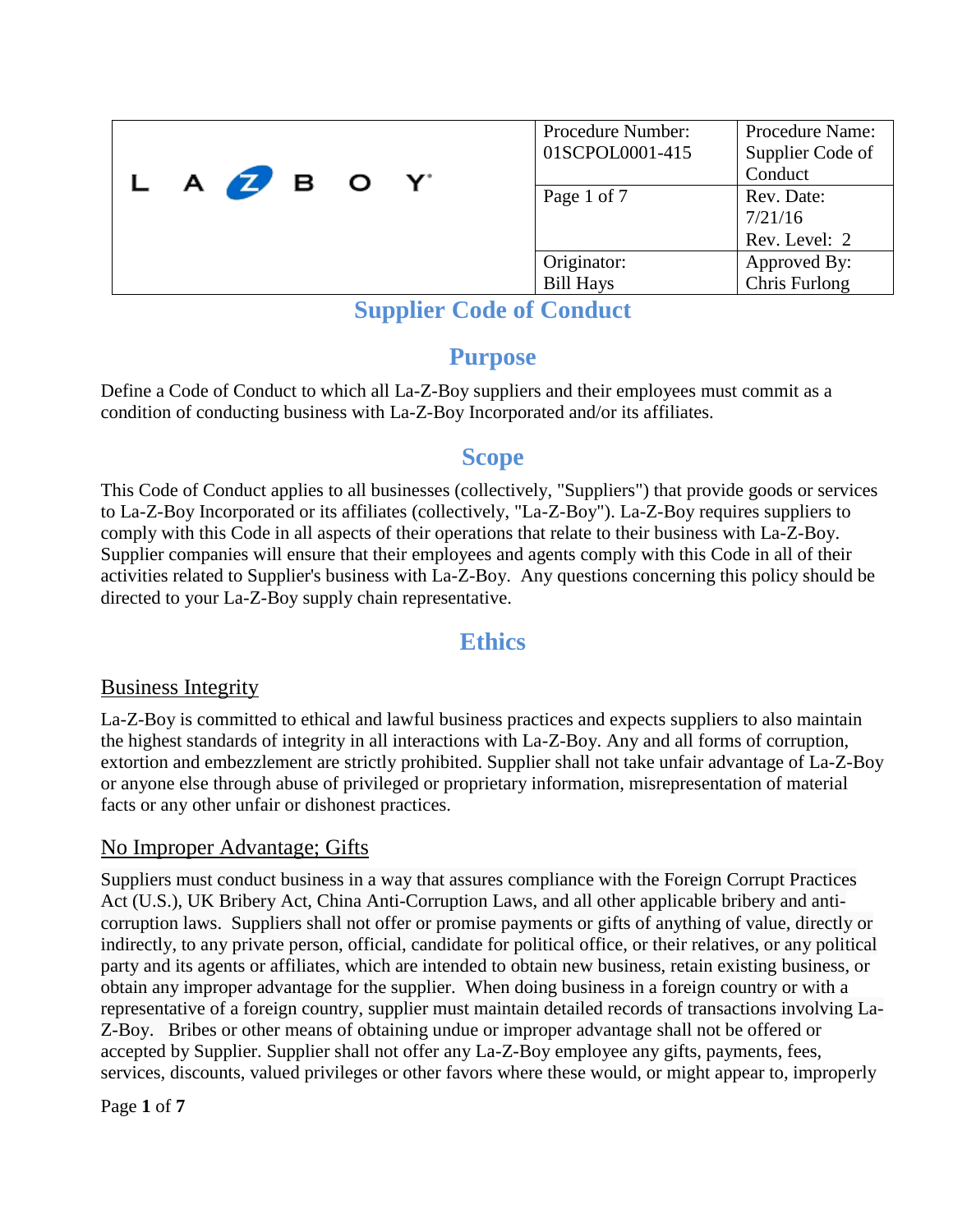| LA-Z-BOY | Procedure Number: 01SCPOL0001-415 | Procedure Name: Supplier Code of Conduct |
|---|---|---|
| | Page 1 of 7 | Rev. Date: 7/21/16 Rev. Level: 2 |
| | Originator: Bill Hays | Approved By: Chris Furlong |

# Supplier Code of Conduct

## Purpose

Define a Code of Conduct to which all La-Z-Boy suppliers and their employees must commit as a condition of conducting business with La-Z-Boy Incorporated and/or its affiliates.

## Scope

This Code of Conduct applies to all businesses (collectively, "Suppliers") that provide goods or services to La-Z-Boy Incorporated or its affiliates (collectively, "La-Z-Boy"). La-Z-Boy requires suppliers to comply with this Code in all aspects of their operations that relate to their business with La-Z-Boy. Supplier companies will ensure that their employees and agents comply with this Code in all of their activities related to Supplier's business with La-Z-Boy. Any questions concerning this policy should be directed to your La-Z-Boy supply chain representative.

## Ethics

### Business Integrity

La-Z-Boy is committed to ethical and lawful business practices and expects suppliers to also maintain the highest standards of integrity in all interactions with La-Z-Boy. Any and all forms of corruption, extortion and embezzlement are strictly prohibited. Supplier shall not take unfair advantage of La-Z-Boy or anyone else through abuse of privileged or proprietary information, misrepresentation of material facts or any other unfair or dishonest practices.

### No Improper Advantage; Gifts

Suppliers must conduct business in a way that assures compliance with the Foreign Corrupt Practices Act (U.S.), UK Bribery Act, China Anti-Corruption Laws, and all other applicable bribery and anti-corruption laws. Suppliers shall not offer or promise payments or gifts of anything of value, directly or indirectly, to any private person, official, candidate for political office, or their relatives, or any political party and its agents or affiliates, which are intended to obtain new business, retain existing business, or obtain any improper advantage for the supplier. When doing business in a foreign country or with a representative of a foreign country, supplier must maintain detailed records of transactions involving La-Z-Boy. Bribes or other means of obtaining undue or improper advantage shall not be offered or accepted by Supplier. Supplier shall not offer any La-Z-Boy employee any gifts, payments, fees, services, discounts, valued privileges or other favors where these would, or might appear to, improperly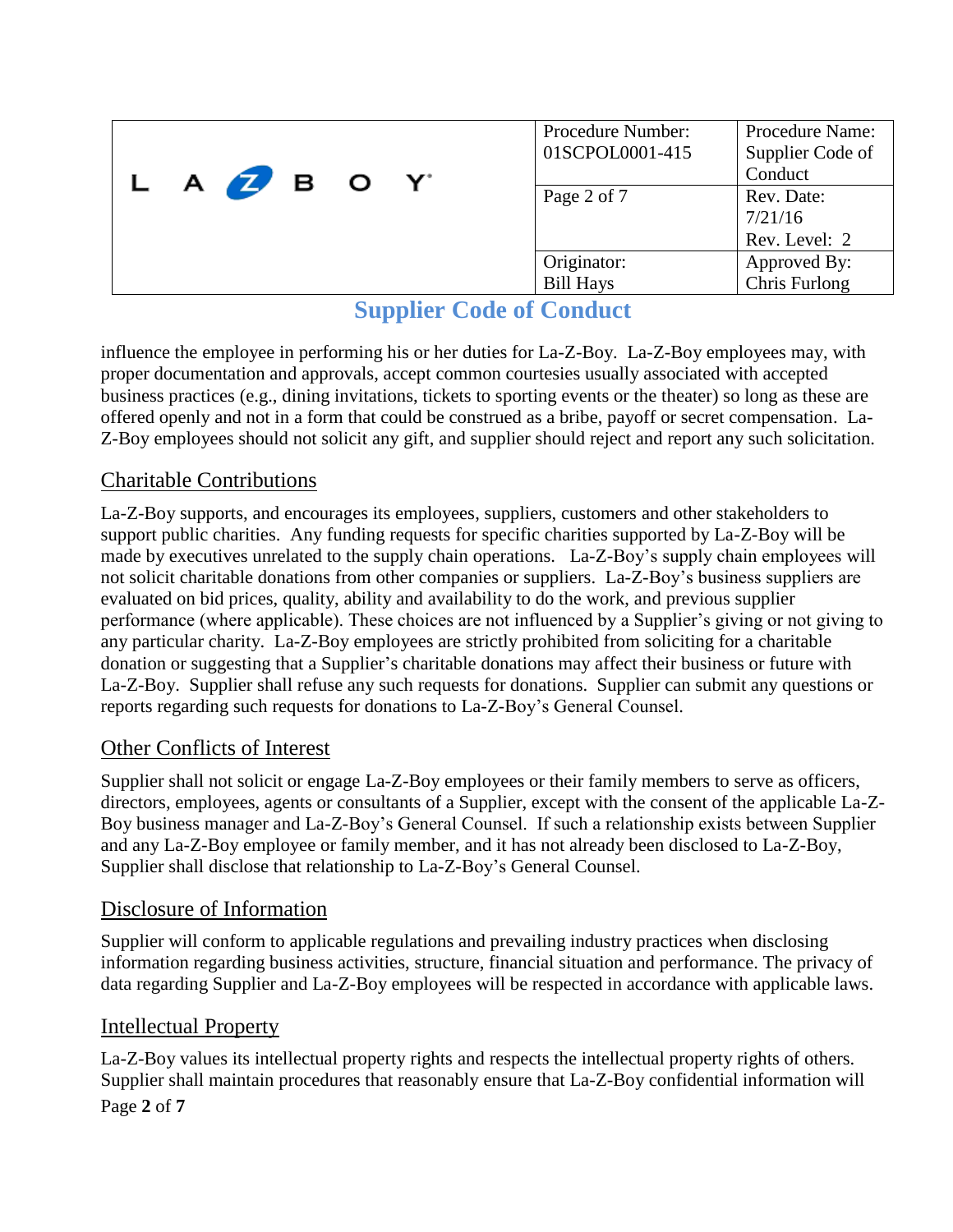influence the employee in performing his or her duties for La-Z-Boy. La-Z-Boy employees may, with proper documentation and approvals, accept common courtesies usually associated with accepted business practices (e.g., dining invitations, tickets to sporting events or the theater) so long as these are offered openly and not in a form that could be construed as a bribe, payoff or secret compensation. La-Z-Boy employees should not solicit any gift, and supplier should reject and report any such solicitation.

## Charitable Contributions

La-Z-Boy supports, and encourages its employees, suppliers, customers and other stakeholders to support public charities. Any funding requests for specific charities supported by La-Z-Boy will be made by executives unrelated to the supply chain operations. La-Z-Boy's supply chain employees will not solicit charitable donations from other companies or suppliers. La-Z-Boy's business suppliers are evaluated on bid prices, quality, ability and availability to do the work, and previous supplier performance (where applicable). These choices are not influenced by a Supplier's giving or not giving to any particular charity. La-Z-Boy employees are strictly prohibited from soliciting for a charitable donation or suggesting that a Supplier's charitable donations may affect their business or future with La-Z-Boy. Supplier shall refuse any such requests for donations. Supplier can submit any questions or reports regarding such requests for donations to La-Z-Boy's General Counsel.

## Other Conflicts of Interest

Supplier shall not solicit or engage La-Z-Boy employees or their family members to serve as officers, directors, employees, agents or consultants of a Supplier, except with the consent of the applicable La-Z-Boy business manager and La-Z-Boy's General Counsel. If such a relationship exists between Supplier and any La-Z-Boy employee or family member, and it has not already been disclosed to La-Z-Boy, Supplier shall disclose that relationship to La-Z-Boy's General Counsel.

## Disclosure of Information

Supplier will conform to applicable regulations and prevailing industry practices when disclosing information regarding business activities, structure, financial situation and performance. The privacy of data regarding Supplier and La-Z-Boy employees will be respected in accordance with applicable laws.

## Intellectual Property

La-Z-Boy values its intellectual property rights and respects the intellectual property rights of others. Supplier shall maintain procedures that reasonably ensure that La-Z-Boy confidential information will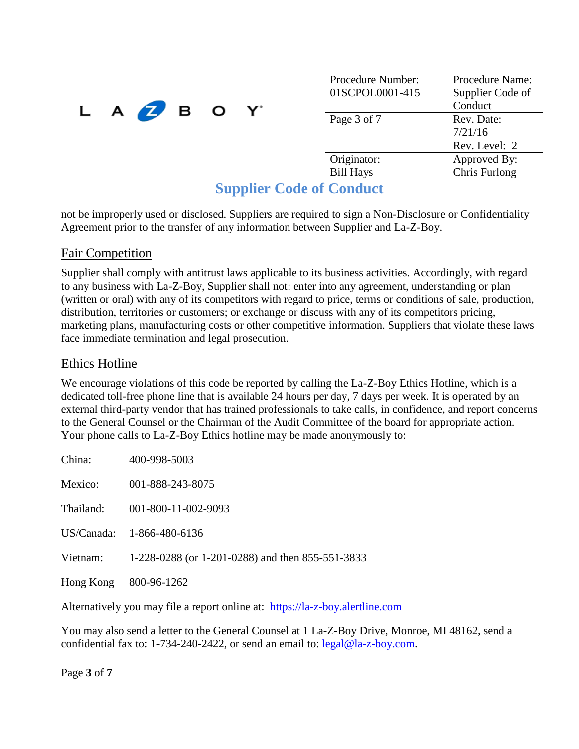not be improperly used or disclosed. Suppliers are required to sign a Non-Disclosure or Confidentiality Agreement prior to the transfer of any information between Supplier and La-Z-Boy.

## Fair Competition

Supplier shall comply with antitrust laws applicable to its business activities. Accordingly, with regard to any business with La-Z-Boy, Supplier shall not: enter into any agreement, understanding or plan (written or oral) with any of its competitors with regard to price, terms or conditions of sale, production, distribution, territories or customers; or exchange or discuss with any of its competitors pricing, marketing plans, manufacturing costs or other competitive information. Suppliers that violate these laws face immediate termination and legal prosecution.

## Ethics Hotline

We encourage violations of this code be reported by calling the La-Z-Boy Ethics Hotline, which is a dedicated toll-free phone line that is available 24 hours per day, 7 days per week. It is operated by an external third-party vendor that has trained professionals to take calls, in confidence, and report concerns to the General Counsel or the Chairman of the Audit Committee of the board for appropriate action. Your phone calls to La-Z-Boy Ethics hotline may be made anonymously to:

China: 400-998-5003

Mexico: 001-888-243-8075

Thailand: 001-800-11-002-9093

US/Canada: 1-866-480-6136

Vietnam: 1-228-0288 (or 1-201-0288) and then 855-551-3833

Hong Kong 800-96-1262

Alternatively you may file a report online at: https://la-z-boy.alertline.com

You may also send a letter to the General Counsel at 1 La-Z-Boy Drive, Monroe, MI 48162, send a confidential fax to: 1-734-240-2422, or send an email to: legal@la-z-boy.com.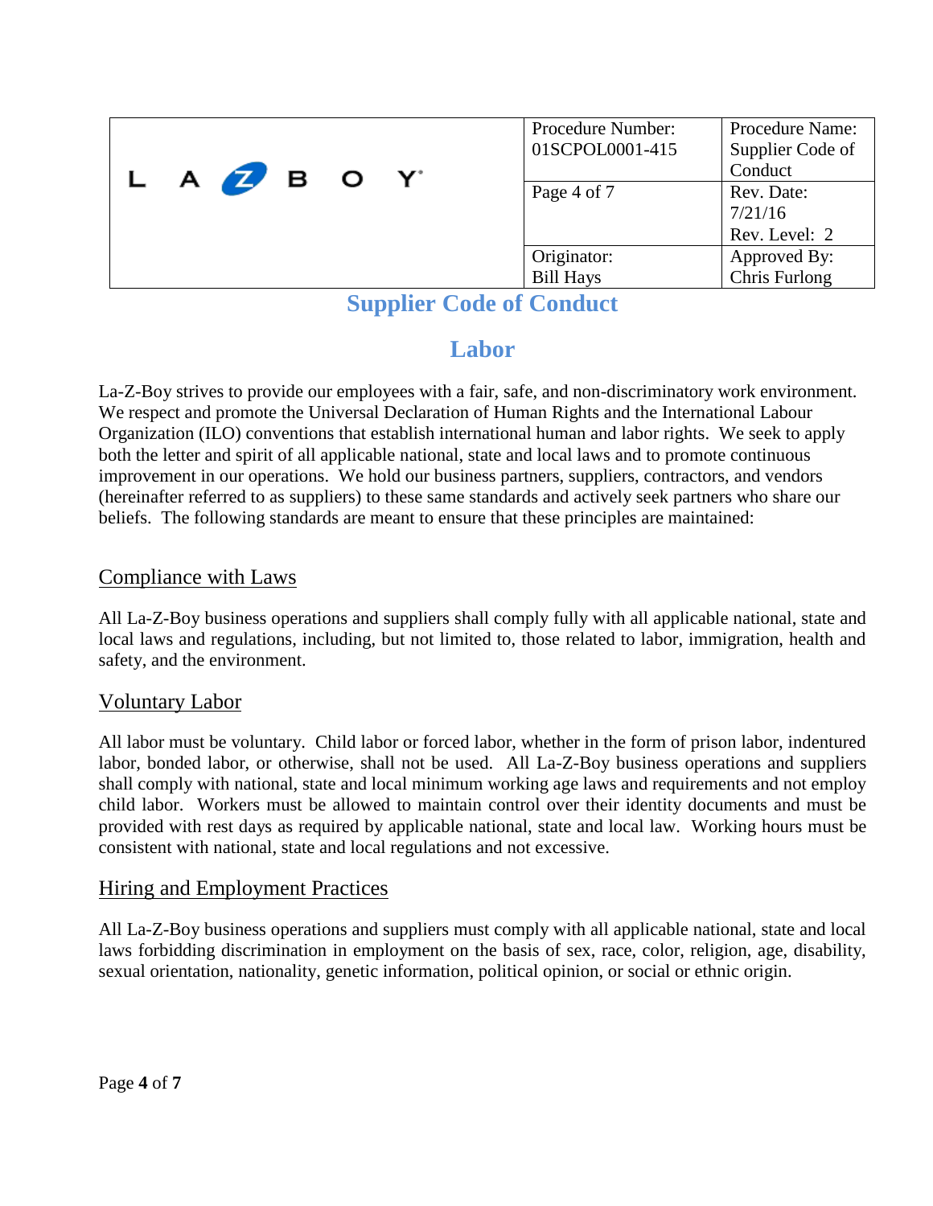| | Procedure Number: 01SCPOL0001-415 | Procedure Name: Supplier Code of Conduct |
|---|---|---|
| LA-Z-BOY | Page 4 of 7 | Rev. Date: 7/21/16 Rev. Level: 2 |
| | Originator: Bill Hays | Approved By: Chris Furlong |

# Supplier Code of Conduct

## Labor

La-Z-Boy strives to provide our employees with a fair, safe, and non-discriminatory work environment. We respect and promote the Universal Declaration of Human Rights and the International Labour Organization (ILO) conventions that establish international human and labor rights. We seek to apply both the letter and spirit of all applicable national, state and local laws and to promote continuous improvement in our operations. We hold our business partners, suppliers, contractors, and vendors (hereinafter referred to as suppliers) to these same standards and actively seek partners who share our beliefs. The following standards are meant to ensure that these principles are maintained:

### Compliance with Laws

All La-Z-Boy business operations and suppliers shall comply fully with all applicable national, state and local laws and regulations, including, but not limited to, those related to labor, immigration, health and safety, and the environment.

### Voluntary Labor

All labor must be voluntary. Child labor or forced labor, whether in the form of prison labor, indentured labor, bonded labor, or otherwise, shall not be used. All La-Z-Boy business operations and suppliers shall comply with national, state and local minimum working age laws and requirements and not employ child labor. Workers must be allowed to maintain control over their identity documents and must be provided with rest days as required by applicable national, state and local law. Working hours must be consistent with national, state and local regulations and not excessive.

### Hiring and Employment Practices

All La-Z-Boy business operations and suppliers must comply with all applicable national, state and local laws forbidding discrimination in employment on the basis of sex, race, color, religion, age, disability, sexual orientation, nationality, genetic information, political opinion, or social or ethnic origin.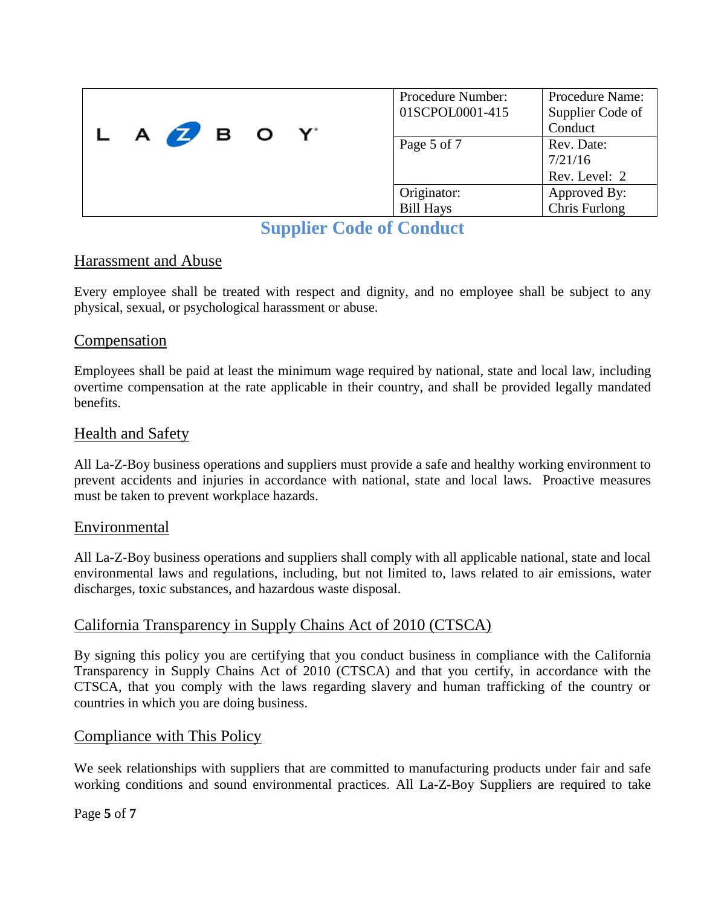# Supplier Code of Conduct

## Harassment and Abuse

Every employee shall be treated with respect and dignity, and no employee shall be subject to any physical, sexual, or psychological harassment or abuse.

## Compensation

Employees shall be paid at least the minimum wage required by national, state and local law, including overtime compensation at the rate applicable in their country, and shall be provided legally mandated benefits.

## Health and Safety

All La-Z-Boy business operations and suppliers must provide a safe and healthy working environment to prevent accidents and injuries in accordance with national, state and local laws. Proactive measures must be taken to prevent workplace hazards.

## Environmental

All La-Z-Boy business operations and suppliers shall comply with all applicable national, state and local environmental laws and regulations, including, but not limited to, laws related to air emissions, water discharges, toxic substances, and hazardous waste disposal.

## California Transparency in Supply Chains Act of 2010 (CTSCA)

By signing this policy you are certifying that you conduct business in compliance with the California Transparency in Supply Chains Act of 2010 (CTSCA) and that you certify, in accordance with the CTSCA, that you comply with the laws regarding slavery and human trafficking of the country or countries in which you are doing business.

## Compliance with This Policy

We seek relationships with suppliers that are committed to manufacturing products under fair and safe working conditions and sound environmental practices. All La-Z-Boy Suppliers are required to take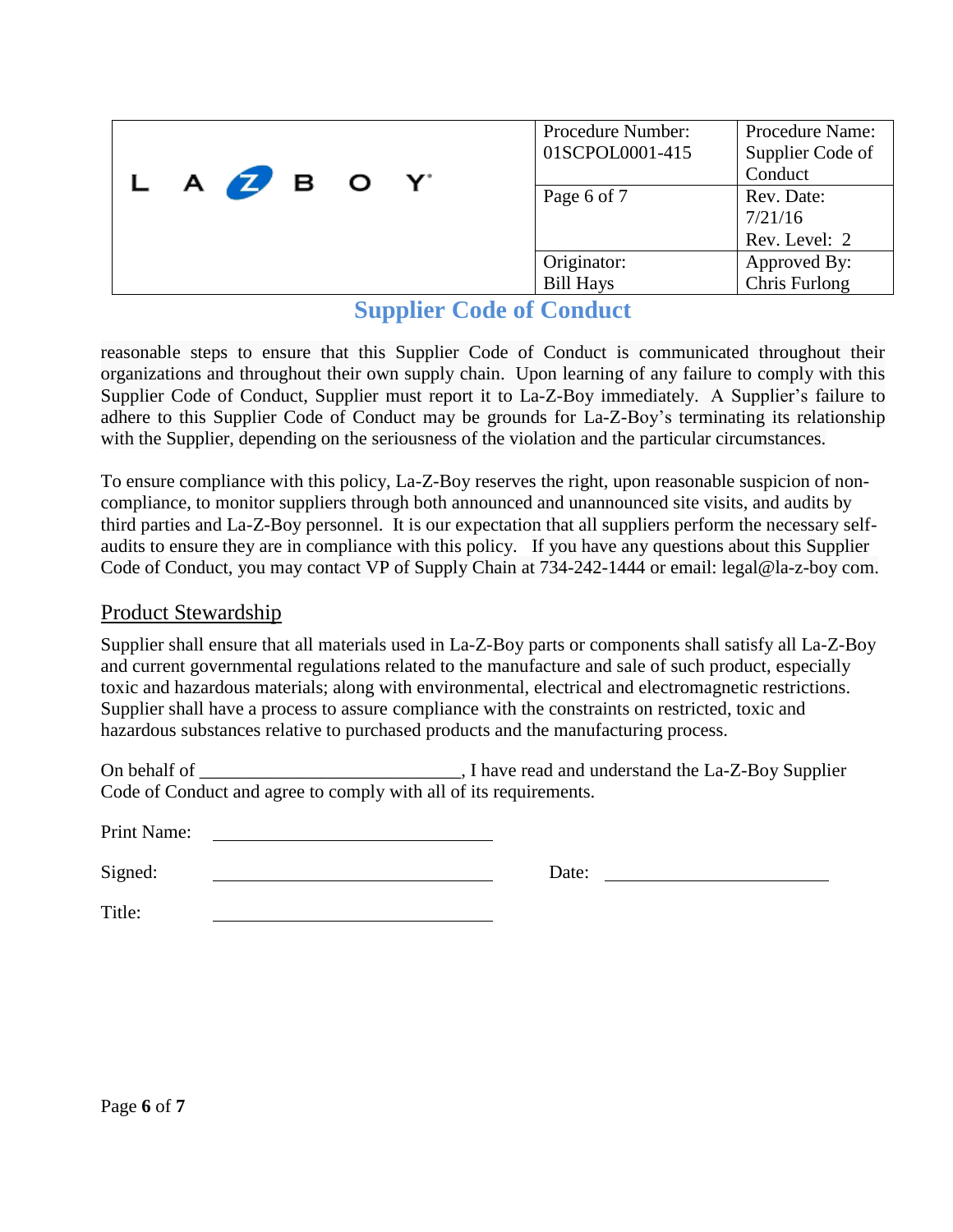reasonable steps to ensure that this Supplier Code of Conduct is communicated throughout their organizations and throughout their own supply chain. Upon learning of any failure to comply with this Supplier Code of Conduct, Supplier must report it to La-Z-Boy immediately. A Supplier's failure to adhere to this Supplier Code of Conduct may be grounds for La-Z-Boy's terminating its relationship with the Supplier, depending on the seriousness of the violation and the particular circumstances.

To ensure compliance with this policy, La-Z-Boy reserves the right, upon reasonable suspicion of non-compliance, to monitor suppliers through both announced and unannounced site visits, and audits by third parties and La-Z-Boy personnel. It is our expectation that all suppliers perform the necessary self-audits to ensure they are in compliance with this policy. If you have any questions about this Supplier Code of Conduct, you may contact VP of Supply Chain at 734-242-1444 or email: legal@la-z-boy com.

## Product Stewardship

Supplier shall ensure that all materials used in La-Z-Boy parts or components shall satisfy all La-Z-Boy and current governmental regulations related to the manufacture and sale of such product, especially toxic and hazardous materials; along with environmental, electrical and electromagnetic restrictions. Supplier shall have a process to assure compliance with the constraints on restricted, toxic and hazardous substances relative to purchased products and the manufacturing process.

On behalf of ____________________________, I have read and understand the La-Z-Boy Supplier Code of Conduct and agree to comply with all of its requirements.

Print Name: ______________________________

Signed: ______________________________ Date: ________________________

Title: ______________________________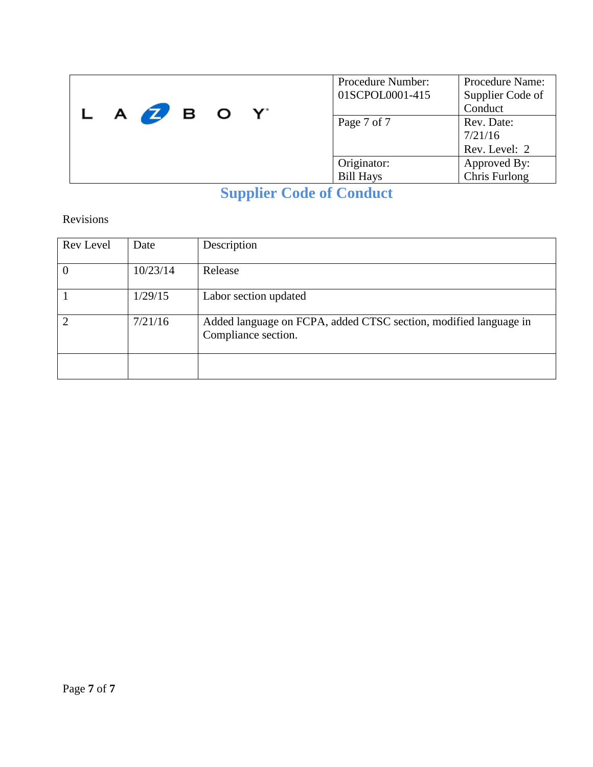| | | |
|---|---|---|
| LA-Z-BOY | Procedure Number: 01SCPOL0001-415 | Procedure Name: Supplier Code of Conduct |
| | Page 7 of 7 | Rev. Date: 7/21/16 Rev. Level: 2 |
| | Originator: Bill Hays | Approved By: Chris Furlong |

# Supplier Code of Conduct

Revisions

| Rev Level | Date | Description |
|---|---|---|
| 0 | 10/23/14 | Release |
| 1 | 1/29/15 | Labor section updated |
| 2 | 7/21/16 | Added language on FCPA, added CTSC section, modified language in Compliance section. |
| | | |